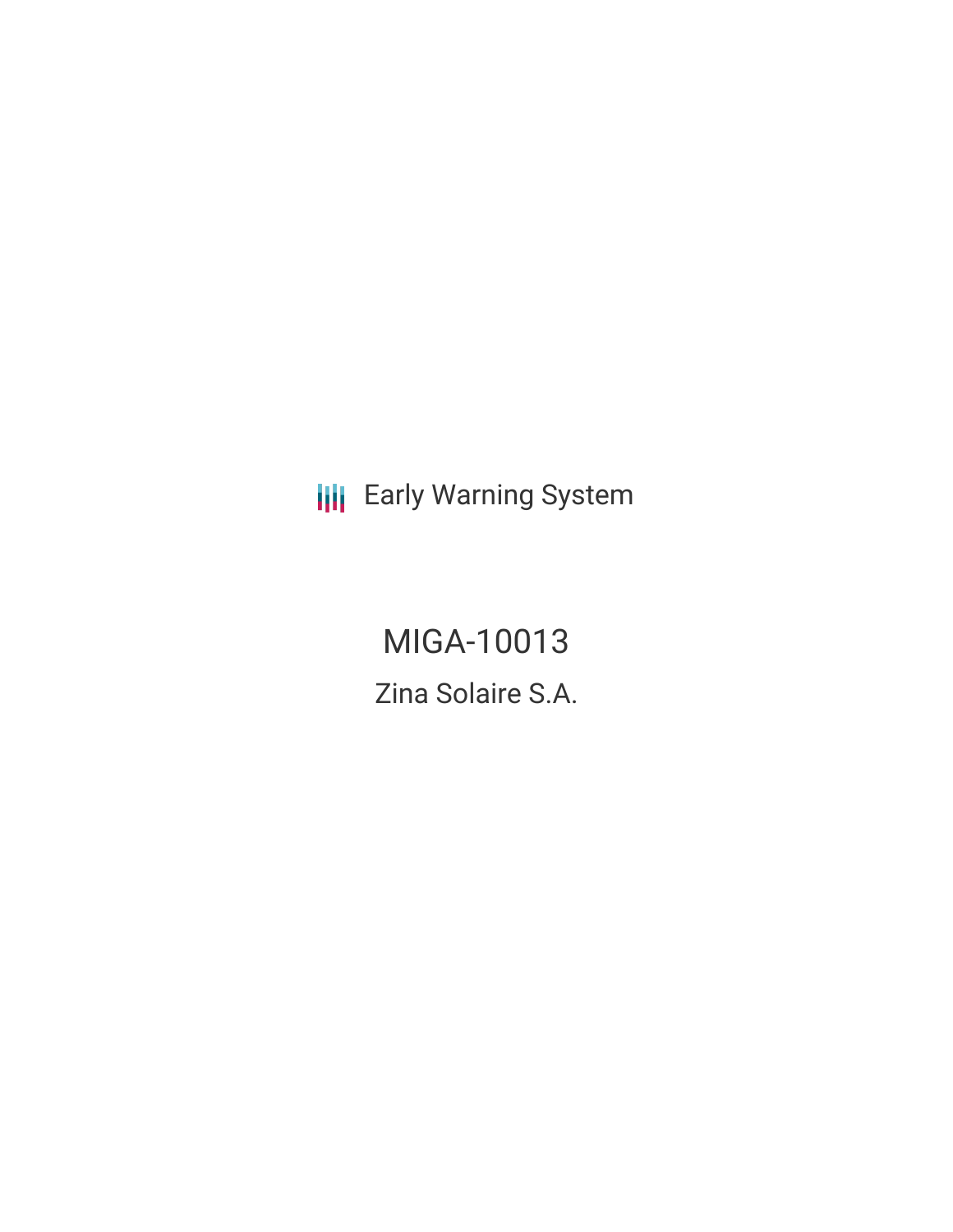Early Warning System

# MIGA-10013

## Zina Solaire S.A.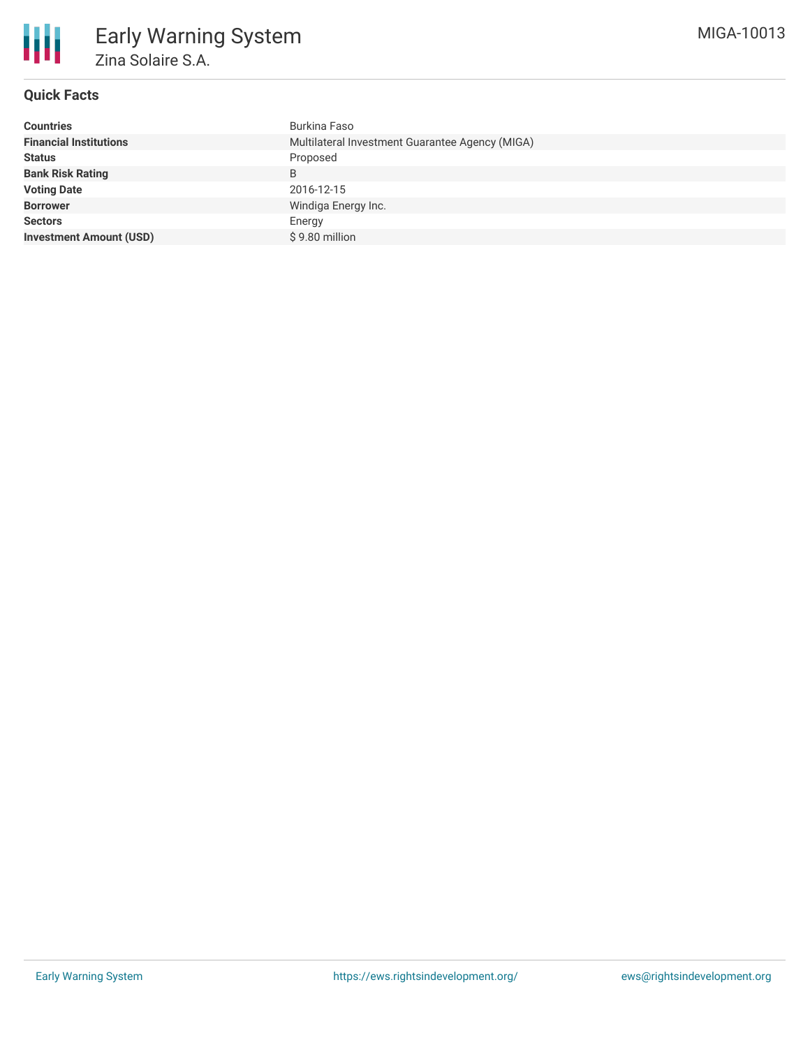# Early Warning System

## Zina Solaire S.A.

MIGA-10013

### Quick Facts

| | |
|---|---|
| **Countries** | Burkina Faso |
| **Financial Institutions** | Multilateral Investment Guarantee Agency (MIGA) |
| **Status** | Proposed |
| **Bank Risk Rating** | B |
| **Voting Date** | 2016-12-15 |
| **Borrower** | Windiga Energy Inc. |
| **Sectors** | Energy |
| **Investment Amount (USD)** | $ 9.80 million |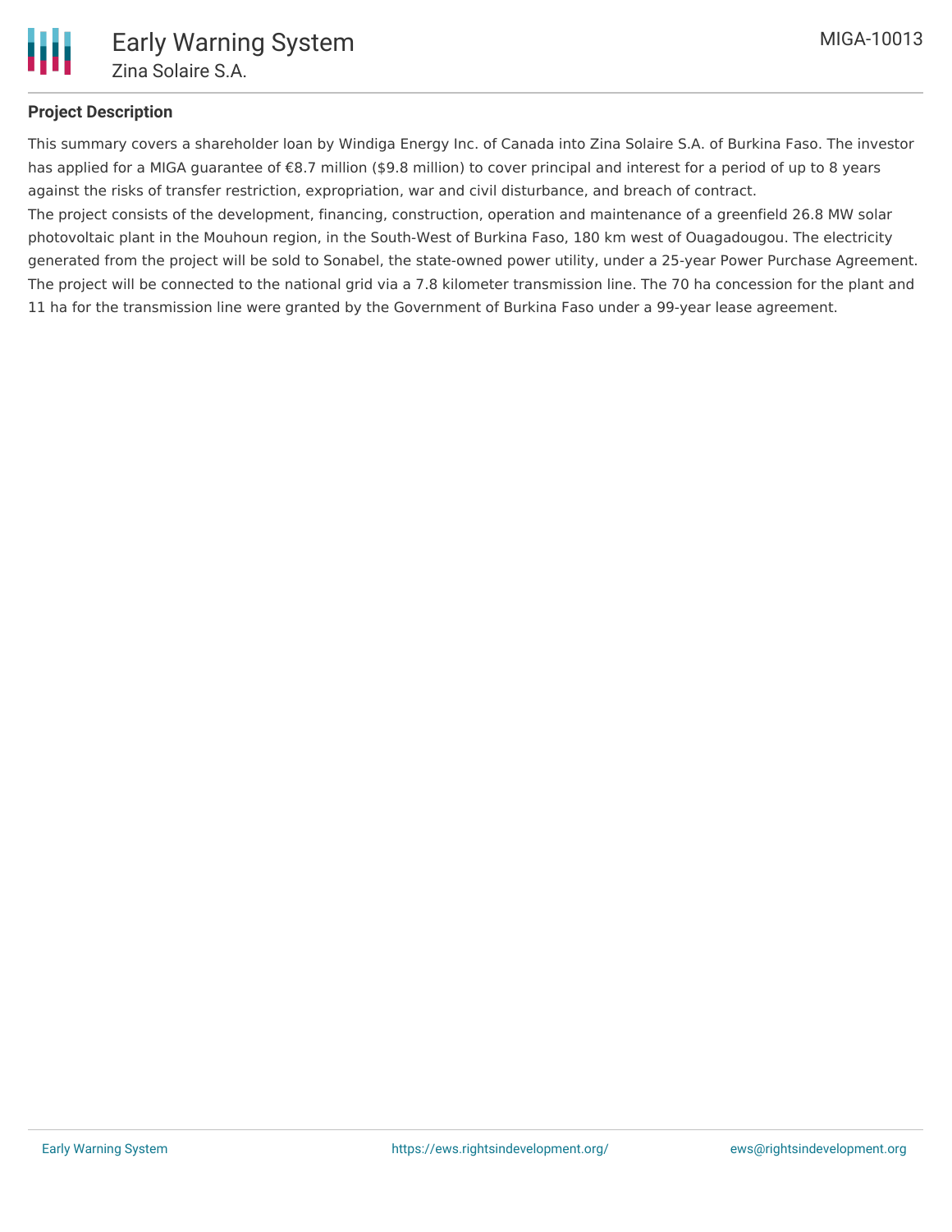## Project Description

This summary covers a shareholder loan by Windiga Energy Inc. of Canada into Zina Solaire S.A. of Burkina Faso. The investor has applied for a MIGA guarantee of €8.7 million ($9.8 million) to cover principal and interest for a period of up to 8 years against the risks of transfer restriction, expropriation, war and civil disturbance, and breach of contract.

The project consists of the development, financing, construction, operation and maintenance of a greenfield 26.8 MW solar photovoltaic plant in the Mouhoun region, in the South-West of Burkina Faso, 180 km west of Ouagadougou. The electricity generated from the project will be sold to Sonabel, the state-owned power utility, under a 25-year Power Purchase Agreement. The project will be connected to the national grid via a 7.8 kilometer transmission line. The 70 ha concession for the plant and 11 ha for the transmission line were granted by the Government of Burkina Faso under a 99-year lease agreement.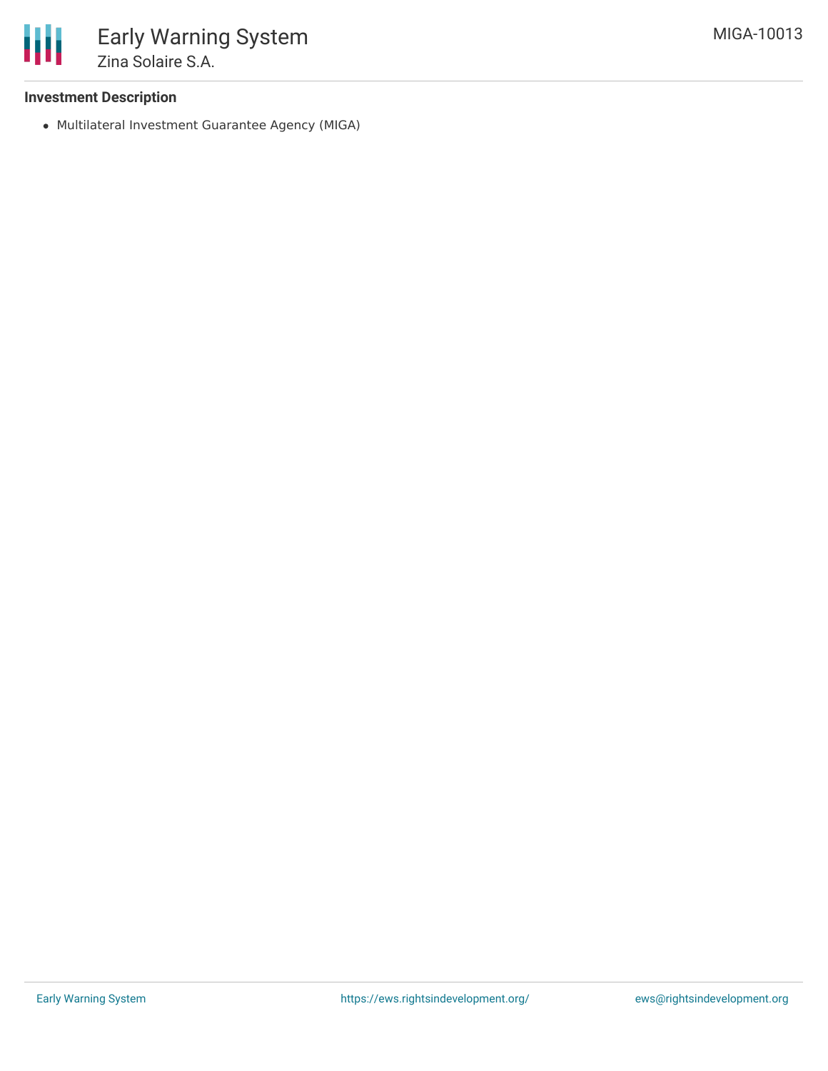**Investment Description**

- Multilateral Investment Guarantee Agency (MIGA)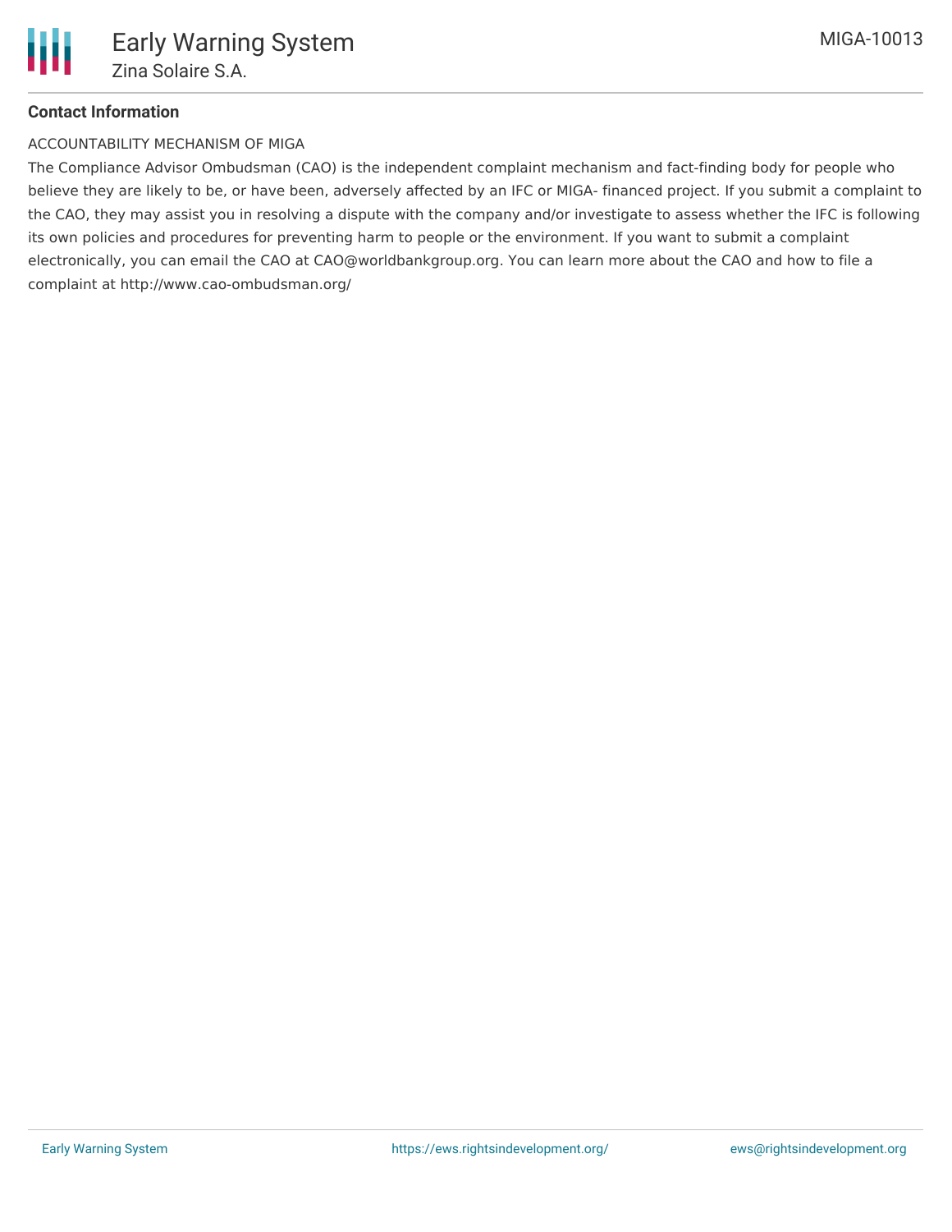## Contact Information

ACCOUNTABILITY MECHANISM OF MIGA

The Compliance Advisor Ombudsman (CAO) is the independent complaint mechanism and fact-finding body for people who believe they are likely to be, or have been, adversely affected by an IFC or MIGA- financed project. If you submit a complaint to the CAO, they may assist you in resolving a dispute with the company and/or investigate to assess whether the IFC is following its own policies and procedures for preventing harm to people or the environment. If you want to submit a complaint electronically, you can email the CAO at CAO@worldbankgroup.org. You can learn more about the CAO and how to file a complaint at http://www.cao-ombudsman.org/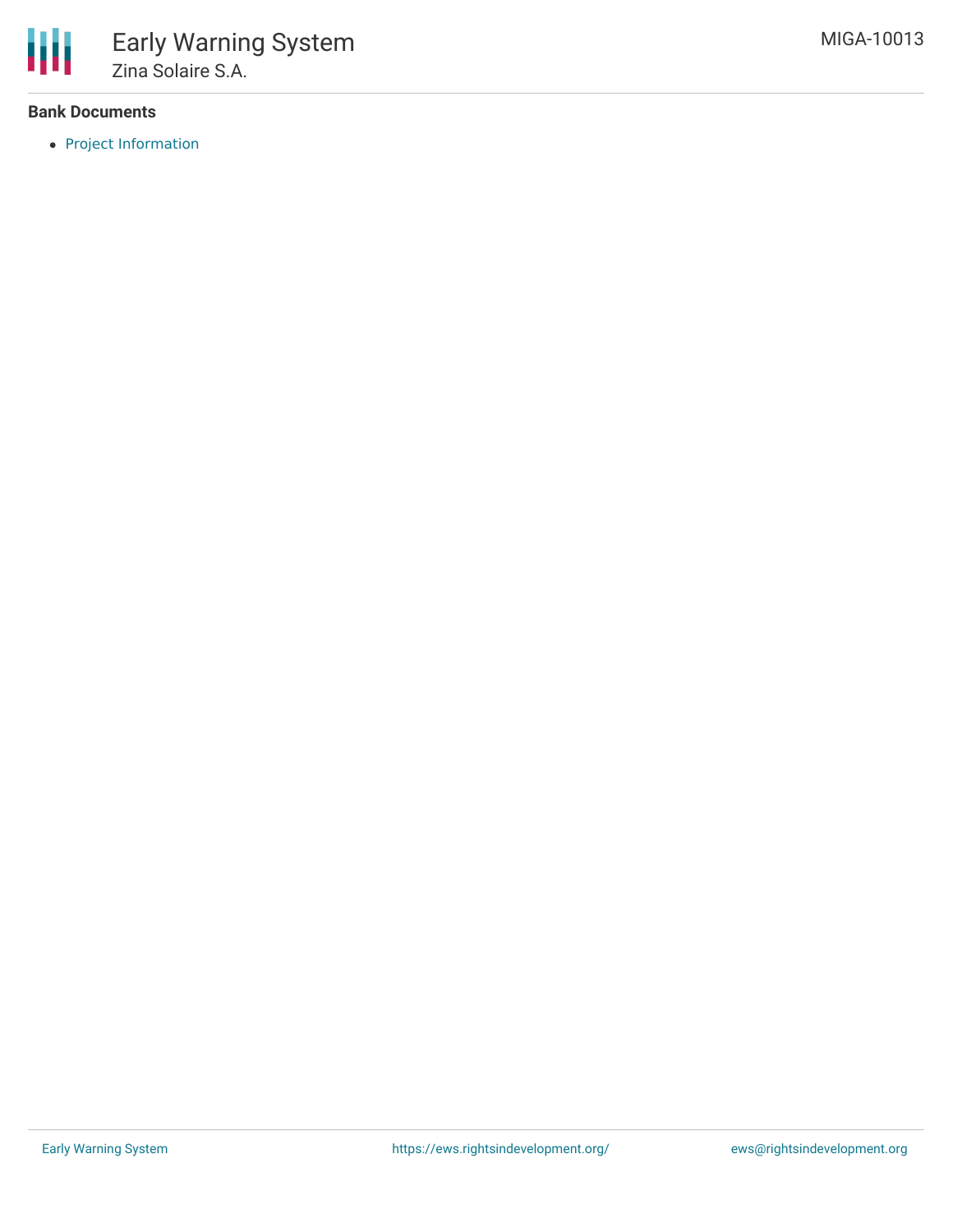**Bank Documents**

- Project Information